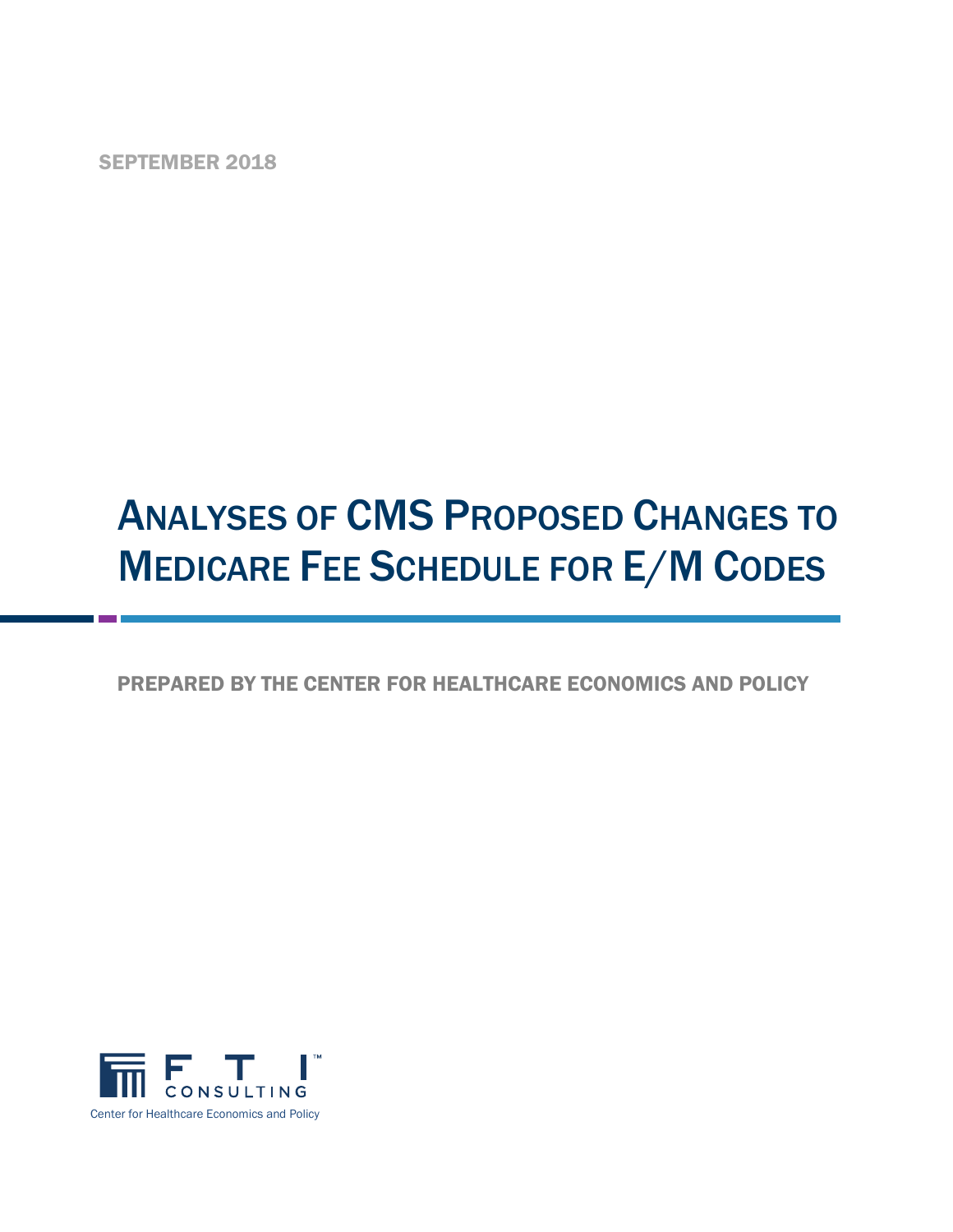SEPTEMBER 2018

# Analyses of CMS Proposed Changes to Medicare Fee Schedule for E/M Codes

PREPARED BY THE CENTER FOR HEALTHCARE ECONOMICS AND POLICY

FTI CONSULTING

Center for Healthcare Economics and Policy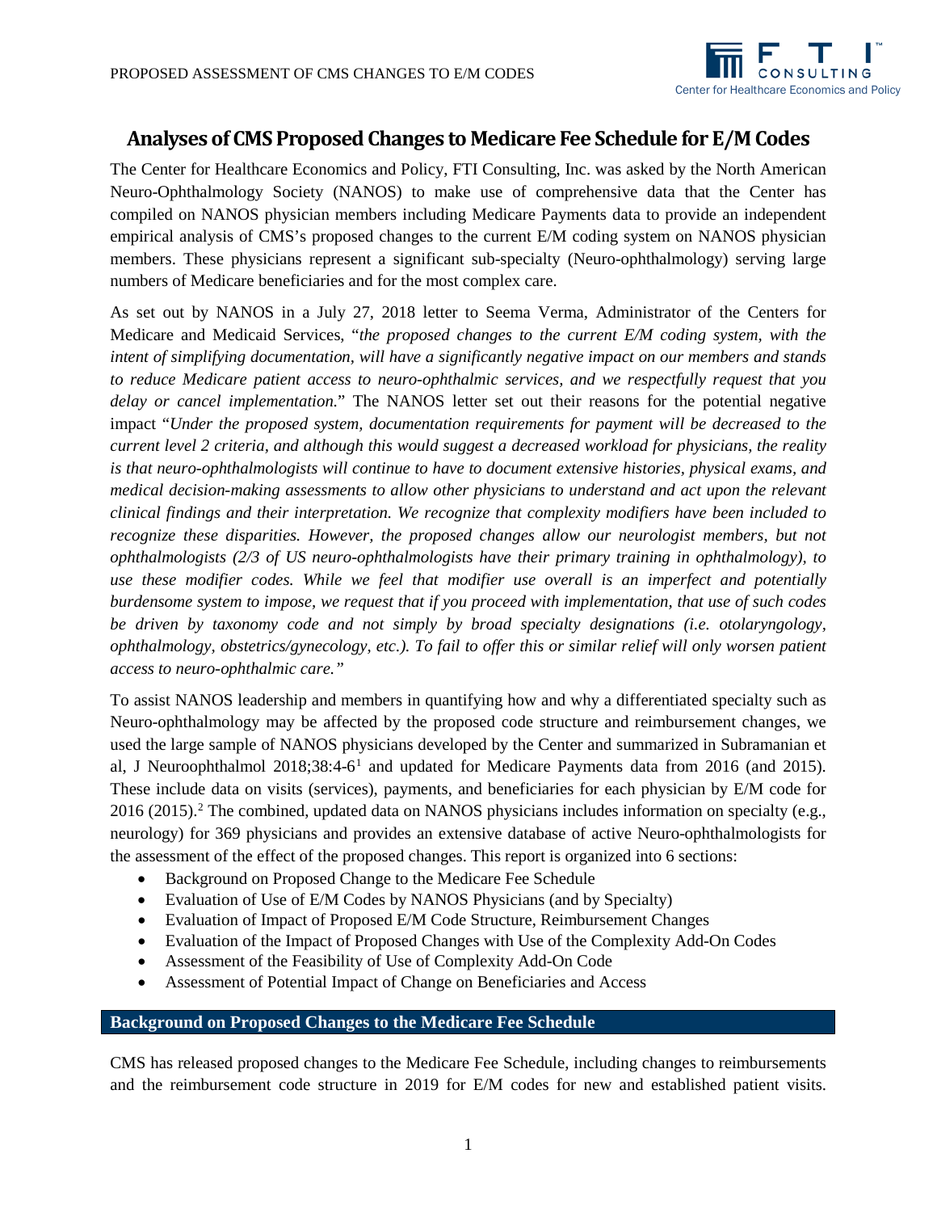# Analyses of CMS Proposed Changes to Medicare Fee Schedule for E/M Codes

The Center for Healthcare Economics and Policy, FTI Consulting, Inc. was asked by the North American Neuro-Ophthalmology Society (NANOS) to make use of comprehensive data that the Center has compiled on NANOS physician members including Medicare Payments data to provide an independent empirical analysis of CMS's proposed changes to the current E/M coding system on NANOS physician members. These physicians represent a significant sub-specialty (Neuro-ophthalmology) serving large numbers of Medicare beneficiaries and for the most complex care.

As set out by NANOS in a July 27, 2018 letter to Seema Verma, Administrator of the Centers for Medicare and Medicaid Services, "*the proposed changes to the current E/M coding system, with the intent of simplifying documentation, will have a significantly negative impact on our members and stands to reduce Medicare patient access to neuro-ophthalmic services, and we respectfully request that you delay or cancel implementation.*" The NANOS letter set out their reasons for the potential negative impact "*Under the proposed system, documentation requirements for payment will be decreased to the current level 2 criteria, and although this would suggest a decreased workload for physicians, the reality is that neuro-ophthalmologists will continue to have to document extensive histories, physical exams, and medical decision-making assessments to allow other physicians to understand and act upon the relevant clinical findings and their interpretation. We recognize that complexity modifiers have been included to recognize these disparities. However, the proposed changes allow our neurologist members, but not ophthalmologists (2/3 of US neuro-ophthalmologists have their primary training in ophthalmology), to use these modifier codes. While we feel that modifier use overall is an imperfect and potentially burdensome system to impose, we request that if you proceed with implementation, that use of such codes be driven by taxonomy code and not simply by broad specialty designations (i.e. otolaryngology, ophthalmology, obstetrics/gynecology, etc.). To fail to offer this or similar relief will only worsen patient access to neuro-ophthalmic care.*"

To assist NANOS leadership and members in quantifying how and why a differentiated specialty such as Neuro-ophthalmology may be affected by the proposed code structure and reimbursement changes, we used the large sample of NANOS physicians developed by the Center and summarized in Subramanian et al, J Neuroophthalmol 2018;38:4-6[1] and updated for Medicare Payments data from 2016 (and 2015). These include data on visits (services), payments, and beneficiaries for each physician by E/M code for 2016 (2015).[2] The combined, updated data on NANOS physicians includes information on specialty (e.g., neurology) for 369 physicians and provides an extensive database of active Neuro-ophthalmologists for the assessment of the effect of the proposed changes. This report is organized into 6 sections:

- Background on Proposed Change to the Medicare Fee Schedule
- Evaluation of Use of E/M Codes by NANOS Physicians (and by Specialty)
- Evaluation of Impact of Proposed E/M Code Structure, Reimbursement Changes
- Evaluation of the Impact of Proposed Changes with Use of the Complexity Add-On Codes
- Assessment of the Feasibility of Use of Complexity Add-On Code
- Assessment of Potential Impact of Change on Beneficiaries and Access

## Background on Proposed Changes to the Medicare Fee Schedule

CMS has released proposed changes to the Medicare Fee Schedule, including changes to reimbursements and the reimbursement code structure in 2019 for E/M codes for new and established patient visits.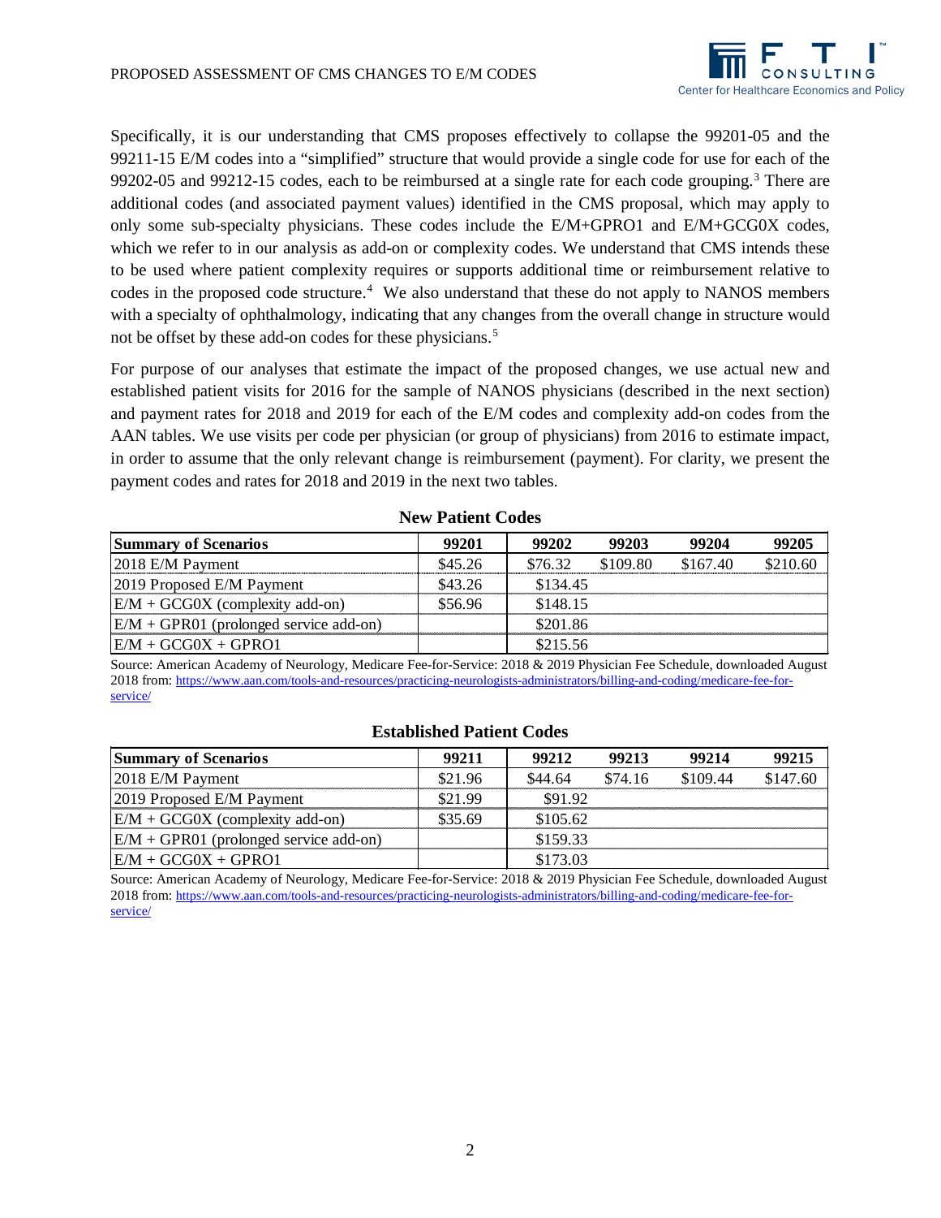Specifically, it is our understanding that CMS proposes effectively to collapse the 99201-05 and the 99211-15 E/M codes into a "simplified" structure that would provide a single code for use for each of the 99202-05 and 99212-15 codes, each to be reimbursed at a single rate for each code grouping.[3] There are additional codes (and associated payment values) identified in the CMS proposal, which may apply to only some sub-specialty physicians. These codes include the E/M+GPRO1 and E/M+GCG0X codes, which we refer to in our analysis as add-on or complexity codes. We understand that CMS intends these to be used where patient complexity requires or supports additional time or reimbursement relative to codes in the proposed code structure.[4] We also understand that these do not apply to NANOS members with a specialty of ophthalmology, indicating that any changes from the overall change in structure would not be offset by these add-on codes for these physicians.[5]

For purpose of our analyses that estimate the impact of the proposed changes, we use actual new and established patient visits for 2016 for the sample of NANOS physicians (described in the next section) and payment rates for 2018 and 2019 for each of the E/M codes and complexity add-on codes from the AAN tables. We use visits per code per physician (or group of physicians) from 2016 to estimate impact, in order to assume that the only relevant change is reimbursement (payment). For clarity, we present the payment codes and rates for 2018 and 2019 in the next two tables.

**New Patient Codes**

| Summary of Scenarios | 99201 | 99202 | 99203 | 99204 | 99205 |
|---|---|---|---|---|---|
| 2018 E/M Payment | $45.26 | $76.32 | $109.80 | $167.40 | $210.60 |
| 2019 Proposed E/M Payment | $43.26 | $134.45 | | | |
| E/M + GCG0X (complexity add-on) | $56.96 | $148.15 | | | |
| E/M + GPR01 (prolonged service add-on) | | $201.86 | | | |
| E/M + GCG0X + GPRO1 | | $215.56 | | | |

Source: American Academy of Neurology, Medicare Fee-for-Service: 2018 & 2019 Physician Fee Schedule, downloaded August 2018 from: https://www.aan.com/tools-and-resources/practicing-neurologists-administrators/billing-and-coding/medicare-fee-for-service/

**Established Patient Codes**

| Summary of Scenarios | 99211 | 99212 | 99213 | 99214 | 99215 |
|---|---|---|---|---|---|
| 2018 E/M Payment | $21.96 | $44.64 | $74.16 | $109.44 | $147.60 |
| 2019 Proposed E/M Payment | $21.99 | $91.92 | | | |
| E/M + GCG0X (complexity add-on) | $35.69 | $105.62 | | | |
| E/M + GPR01 (prolonged service add-on) | | $159.33 | | | |
| E/M + GCG0X + GPRO1 | | $173.03 | | | |

Source: American Academy of Neurology, Medicare Fee-for-Service: 2018 & 2019 Physician Fee Schedule, downloaded August 2018 from: https://www.aan.com/tools-and-resources/practicing-neurologists-administrators/billing-and-coding/medicare-fee-for-service/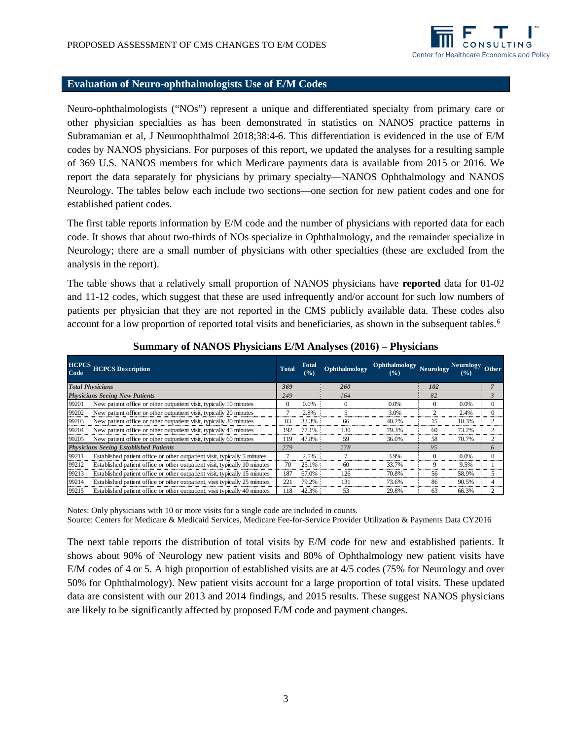## Evaluation of Neuro-ophthalmologists Use of E/M Codes

Neuro-ophthalmologists ("NOs") represent a unique and differentiated specialty from primary care or other physician specialties as has been demonstrated in statistics on NANOS practice patterns in Subramanian et al, J Neuroophthalmol 2018;38:4-6. This differentiation is evidenced in the use of E/M codes by NANOS physicians. For purposes of this report, we updated the analyses for a resulting sample of 369 U.S. NANOS members for which Medicare payments data is available from 2015 or 2016. We report the data separately for physicians by primary specialty—NANOS Ophthalmology and NANOS Neurology. The tables below each include two sections—one section for new patient codes and one for established patient codes.

The first table reports information by E/M code and the number of physicians with reported data for each code. It shows that about two-thirds of NOs specialize in Ophthalmology, and the remainder specialize in Neurology; there are a small number of physicians with other specialties (these are excluded from the analysis in the report).

The table shows that a relatively small proportion of NANOS physicians have **reported** data for 01-02 and 11-12 codes, which suggest that these are used infrequently and/or account for such low numbers of patients per physician that they are not reported in the CMS publicly available data. These codes also account for a low proportion of reported total visits and beneficiaries, as shown in the subsequent tables.[6]

**Summary of NANOS Physicians E/M Analyses (2016) – Physicians**

| HCPCS Code | HCPCS Description | Total | Total (%) | Ophthalmology | Ophthalmology (%) | Neurology | Neurology (%) | Other |
|---|---|---|---|---|---|---|---|---|
| ***Total Physicians*** | | ***369*** | | ***260*** | | ***102*** | | ***7*** |
| ***Physicians Seeing New Patients*** | | *249* | | *164* | | *82* | | *3* |
| 99201 | New patient office or other outpatient visit, typically 10 minutes | 0 | 0.0% | 0 | 0.0% | 0 | 0.0% | 0 |
| 99202 | New patient office or other outpatient visit, typically 20 minutes | 7 | 2.8% | 5 | 3.0% | 2 | 2.4% | 0 |
| 99203 | New patient office or other outpatient visit, typically 30 minutes | 83 | 33.3% | 66 | 40.2% | 15 | 18.3% | 2 |
| 99204 | New patient office or other outpatient visit, typically 45 minutes | 192 | 77.1% | 130 | 79.3% | 60 | 73.2% | 2 |
| 99205 | New patient office or other outpatient visit, typically 60 minutes | 119 | 47.8% | 59 | 36.0% | 58 | 70.7% | 2 |
| ***Physicians Seeing Established Patients*** | | *279* | | *178* | | *95* | | *6* |
| 99211 | Established patient office or other outpatient visit, typically 5 minutes | 7 | 2.5% | 7 | 3.9% | 0 | 0.0% | 0 |
| 99212 | Established patient office or other outpatient visit, typically 10 minutes | 70 | 25.1% | 60 | 33.7% | 9 | 9.5% | 1 |
| 99213 | Established patient office or other outpatient visit, typically 15 minutes | 187 | 67.0% | 126 | 70.8% | 56 | 58.9% | 5 |
| 99214 | Established patient office or other outpatient, visit typically 25 minutes | 221 | 79.2% | 131 | 73.6% | 86 | 90.5% | 4 |
| 99215 | Established patient office or other outpatient, visit typically 40 minutes | 118 | 42.3% | 53 | 29.8% | 63 | 66.3% | 2 |

Notes: Only physicians with 10 or more visits for a single code are included in counts.
Source: Centers for Medicare & Medicaid Services, Medicare Fee-for-Service Provider Utilization & Payments Data CY2016

The next table reports the distribution of total visits by E/M code for new and established patients. It shows about 90% of Neurology new patient visits and 80% of Ophthalmology new patient visits have E/M codes of 4 or 5. A high proportion of established visits are at 4/5 codes (75% for Neurology and over 50% for Ophthalmology). New patient visits account for a large proportion of total visits. These updated data are consistent with our 2013 and 2014 findings, and 2015 results. These suggest NANOS physicians are likely to be significantly affected by proposed E/M code and payment changes.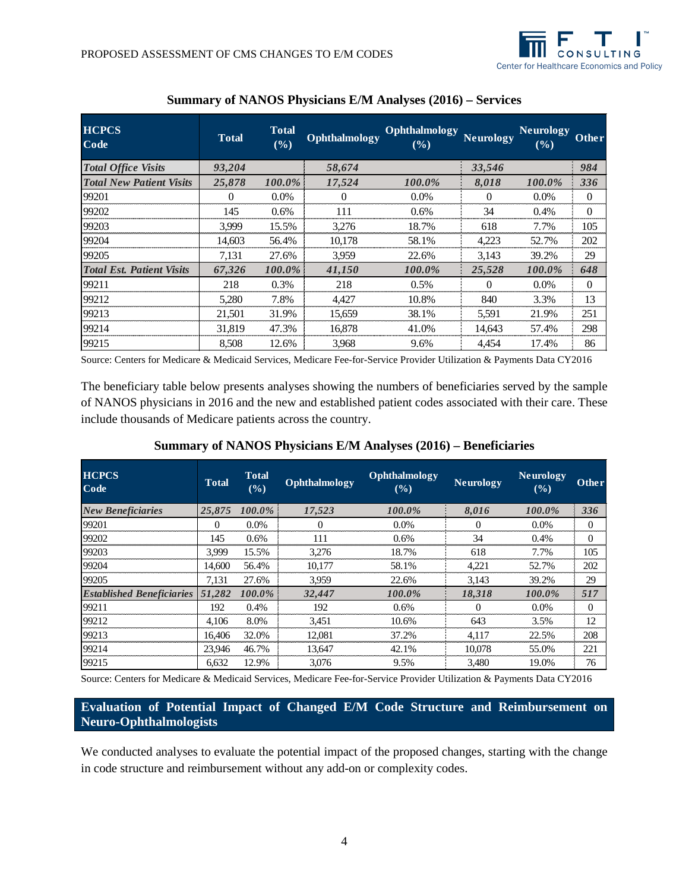**Summary of NANOS Physicians E/M Analyses (2016) – Services**

| HCPCS Code | Total | Total (%) | Ophthalmology | Ophthalmology (%) | Neurology | Neurology (%) | Other |
|---|---|---|---|---|---|---|---|
| ***Total Office Visits*** | ***93,204*** | | ***58,674*** | | ***33,546*** | | ***984*** |
| ***Total New Patient Visits*** | ***25,878*** | ***100.0%*** | ***17,524*** | ***100.0%*** | ***8,018*** | ***100.0%*** | ***336*** |
| 99201 | 0 | 0.0% | 0 | 0.0% | 0 | 0.0% | 0 |
| 99202 | 145 | 0.6% | 111 | 0.6% | 34 | 0.4% | 0 |
| 99203 | 3,999 | 15.5% | 3,276 | 18.7% | 618 | 7.7% | 105 |
| 99204 | 14,603 | 56.4% | 10,178 | 58.1% | 4,223 | 52.7% | 202 |
| 99205 | 7,131 | 27.6% | 3,959 | 22.6% | 3,143 | 39.2% | 29 |
| ***Total Est. Patient Visits*** | ***67,326*** | ***100.0%*** | ***41,150*** | ***100.0%*** | ***25,528*** | ***100.0%*** | ***648*** |
| 99211 | 218 | 0.3% | 218 | 0.5% | 0 | 0.0% | 0 |
| 99212 | 5,280 | 7.8% | 4,427 | 10.8% | 840 | 3.3% | 13 |
| 99213 | 21,501 | 31.9% | 15,659 | 38.1% | 5,591 | 21.9% | 251 |
| 99214 | 31,819 | 47.3% | 16,878 | 41.0% | 14,643 | 57.4% | 298 |
| 99215 | 8,508 | 12.6% | 3,968 | 9.6% | 4,454 | 17.4% | 86 |

Source: Centers for Medicare & Medicaid Services, Medicare Fee-for-Service Provider Utilization & Payments Data CY2016

The beneficiary table below presents analyses showing the numbers of beneficiaries served by the sample of NANOS physicians in 2016 and the new and established patient codes associated with their care. These include thousands of Medicare patients across the country.

**Summary of NANOS Physicians E/M Analyses (2016) – Beneficiaries**

| HCPCS Code | Total | Total (%) | Ophthalmology | Ophthalmology (%) | Neurology | Neurology (%) | Other |
|---|---|---|---|---|---|---|---|
| ***New Beneficiaries*** | ***25,875*** | ***100.0%*** | ***17,523*** | ***100.0%*** | ***8,016*** | ***100.0%*** | ***336*** |
| 99201 | 0 | 0.0% | 0 | 0.0% | 0 | 0.0% | 0 |
| 99202 | 145 | 0.6% | 111 | 0.6% | 34 | 0.4% | 0 |
| 99203 | 3,999 | 15.5% | 3,276 | 18.7% | 618 | 7.7% | 105 |
| 99204 | 14,600 | 56.4% | 10,177 | 58.1% | 4,221 | 52.7% | 202 |
| 99205 | 7,131 | 27.6% | 3,959 | 22.6% | 3,143 | 39.2% | 29 |
| ***Established Beneficiaries*** | ***51,282*** | ***100.0%*** | ***32,447*** | ***100.0%*** | ***18,318*** | ***100.0%*** | ***517*** |
| 99211 | 192 | 0.4% | 192 | 0.6% | 0 | 0.0% | 0 |
| 99212 | 4,106 | 8.0% | 3,451 | 10.6% | 643 | 3.5% | 12 |
| 99213 | 16,406 | 32.0% | 12,081 | 37.2% | 4,117 | 22.5% | 208 |
| 99214 | 23,946 | 46.7% | 13,647 | 42.1% | 10,078 | 55.0% | 221 |
| 99215 | 6,632 | 12.9% | 3,076 | 9.5% | 3,480 | 19.0% | 76 |

Source: Centers for Medicare & Medicaid Services, Medicare Fee-for-Service Provider Utilization & Payments Data CY2016

## Evaluation of Potential Impact of Changed E/M Code Structure and Reimbursement on Neuro-Ophthalmologists

We conducted analyses to evaluate the potential impact of the proposed changes, starting with the change in code structure and reimbursement without any add-on or complexity codes.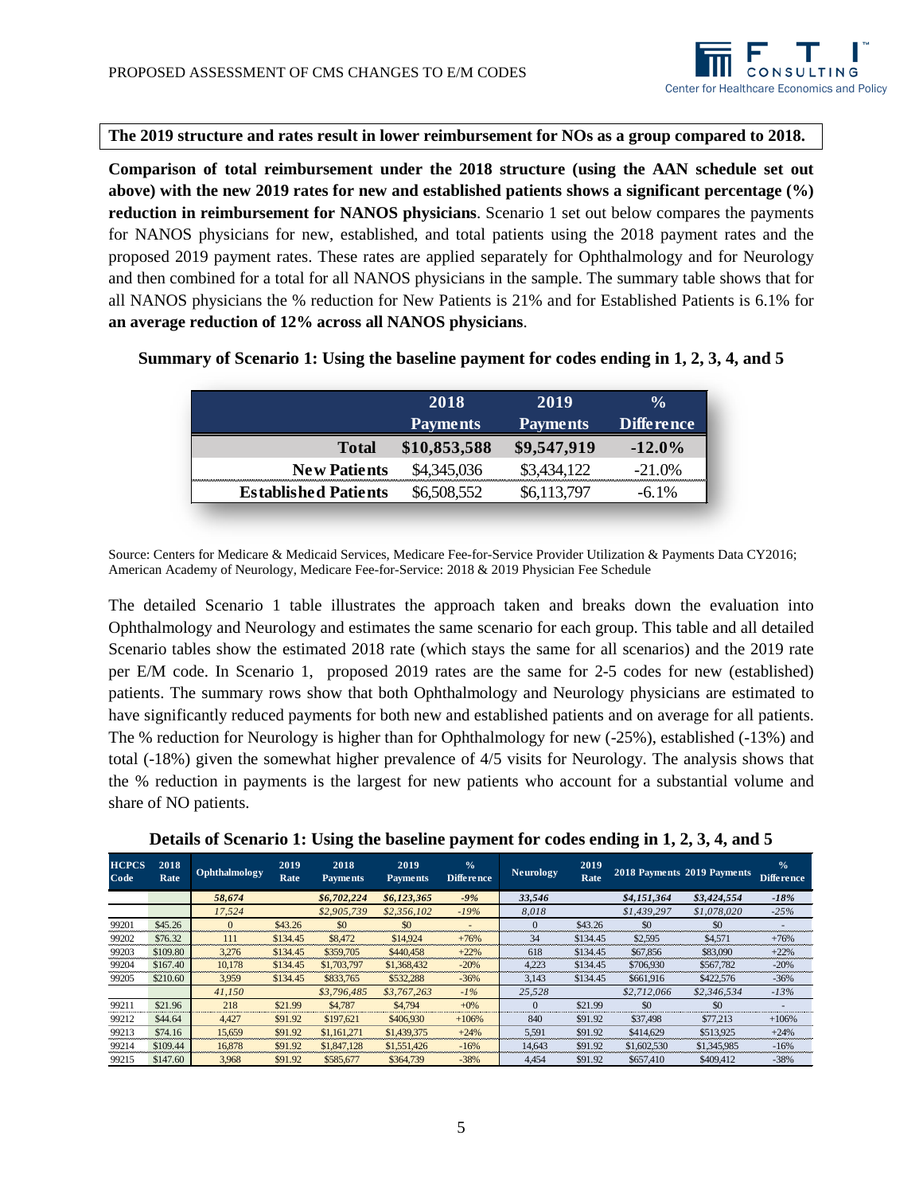**The 2019 structure and rates result in lower reimbursement for NOs as a group compared to 2018.**

**Comparison of total reimbursement under the 2018 structure (using the AAN schedule set out above) with the new 2019 rates for new and established patients shows a significant percentage (%) reduction in reimbursement for NANOS physicians**. Scenario 1 set out below compares the payments for NANOS physicians for new, established, and total patients using the 2018 payment rates and the proposed 2019 payment rates. These rates are applied separately for Ophthalmology and for Neurology and then combined for a total for all NANOS physicians in the sample. The summary table shows that for all NANOS physicians the % reduction for New Patients is 21% and for Established Patients is 6.1% for **an average reduction of 12% across all NANOS physicians**.

**Summary of Scenario 1: Using the baseline payment for codes ending in 1, 2, 3, 4, and 5**

| | 2018 Payments | 2019 Payments | % Difference |
|---|---|---|---|
| **Total** | **$10,853,588** | **$9,547,919** | **-12.0%** |
| **New Patients** | $4,345,036 | $3,434,122 | -21.0% |
| **Established Patients** | $6,508,552 | $6,113,797 | -6.1% |

Source: Centers for Medicare & Medicaid Services, Medicare Fee-for-Service Provider Utilization & Payments Data CY2016; American Academy of Neurology, Medicare Fee-for-Service: 2018 & 2019 Physician Fee Schedule

The detailed Scenario 1 table illustrates the approach taken and breaks down the evaluation into Ophthalmology and Neurology and estimates the same scenario for each group. This table and all detailed Scenario tables show the estimated 2018 rate (which stays the same for all scenarios) and the 2019 rate per E/M code. In Scenario 1, proposed 2019 rates are the same for 2-5 codes for new (established) patients. The summary rows show that both Ophthalmology and Neurology physicians are estimated to have significantly reduced payments for both new and established patients and on average for all patients. The % reduction for Neurology is higher than for Ophthalmology for new (-25%), established (-13%) and total (-18%) given the somewhat higher prevalence of 4/5 visits for Neurology. The analysis shows that the % reduction in payments is the largest for new patients who account for a substantial volume and share of NO patients.

**Details of Scenario 1: Using the baseline payment for codes ending in 1, 2, 3, 4, and 5**

| HCPCS Code | 2018 Rate | Ophthalmology | 2019 Rate | 2018 Payments | 2019 Payments | % Difference | Neurology | 2019 Rate | 2018 Payments | 2019 Payments | % Difference |
|---|---|---|---|---|---|---|---|---|---|---|---|
| | | *58,674* | | *$6,702,224* | *$6,123,365* | *-9%* | *33,546* | | *$4,151,364* | *$3,424,554* | *-18%* |
| | | *17,524* | | *$2,905,739* | *$2,356,102* | *-19%* | *8,018* | | *$1,439,297* | *$1,078,020* | *-25%* |
| 99201 | $45.26 | 0 | $43.26 | $0 | $0 | - | 0 | $43.26 | $0 | $0 | - |
| 99202 | $76.32 | 111 | $134.45 | $8,472 | $14,924 | +76% | 34 | $134.45 | $2,595 | $4,571 | +76% |
| 99203 | $109.80 | 3,276 | $134.45 | $359,705 | $440,458 | +22% | 618 | $134.45 | $67,856 | $83,090 | +22% |
| 99204 | $167.40 | 10,178 | $134.45 | $1,703,797 | $1,368,432 | -20% | 4,223 | $134.45 | $706,930 | $567,782 | -20% |
| 99205 | $210.60 | 3,959 | $134.45 | $833,765 | $532,288 | -36% | 3,143 | $134.45 | $661,916 | $422,576 | -36% |
| | | *41,150* | | *$3,796,485* | *$3,767,263* | *-1%* | *25,528* | | *$2,712,066* | *$2,346,534* | *-13%* |
| 99211 | $21.96 | 218 | $21.99 | $4,787 | $4,794 | +0% | 0 | $21.99 | $0 | $0 | - |
| 99212 | $44.64 | 4,427 | $91.92 | $197,621 | $406,930 | +106% | 840 | $91.92 | $37,498 | $77,213 | +106% |
| 99213 | $74.16 | 15,659 | $91.92 | $1,161,271 | $1,439,375 | +24% | 5,591 | $91.92 | $414,629 | $513,925 | +24% |
| 99214 | $109.44 | 16,878 | $91.92 | $1,847,128 | $1,551,426 | -16% | 14,643 | $91.92 | $1,602,530 | $1,345,985 | -16% |
| 99215 | $147.60 | 3,968 | $91.92 | $585,677 | $364,739 | -38% | 4,454 | $91.92 | $657,410 | $409,412 | -38% |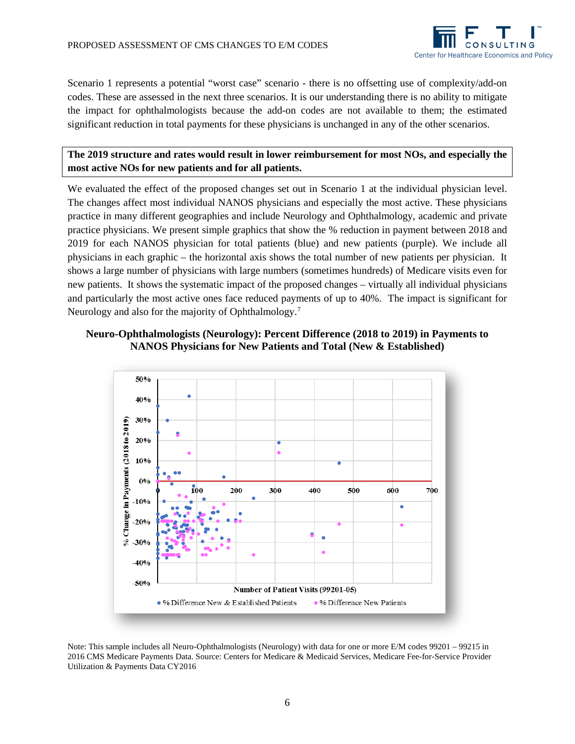Scenario 1 represents a potential “worst case” scenario - there is no offsetting use of complexity/add-on codes. These are assessed in the next three scenarios. It is our understanding there is no ability to mitigate the impact for ophthalmologists because the add-on codes are not available to them; the estimated significant reduction in total payments for these physicians is unchanged in any of the other scenarios.

**The 2019 structure and rates would result in lower reimbursement for most NOs, and especially the most active NOs for new patients and for all patients.**

We evaluated the effect of the proposed changes set out in Scenario 1 at the individual physician level. The changes affect most individual NANOS physicians and especially the most active. These physicians practice in many different geographies and include Neurology and Ophthalmology, academic and private practice physicians. We present simple graphics that show the % reduction in payment between 2018 and 2019 for each NANOS physician for total patients (blue) and new patients (purple). We include all physicians in each graphic – the horizontal axis shows the total number of new patients per physician. It shows a large number of physicians with large numbers (sometimes hundreds) of Medicare visits even for new patients. It shows the systematic impact of the proposed changes – virtually all individual physicians and particularly the most active ones face reduced payments of up to 40%. The impact is significant for Neurology and also for the majority of Ophthalmology.[7]

**Neuro-Ophthalmologists (Neurology): Percent Difference (2018 to 2019) in Payments to NANOS Physicians for New Patients and Total (New & Established)**

Note: This sample includes all Neuro-Ophthalmologists (Neurology) with data for one or more E/M codes 99201 – 99215 in 2016 CMS Medicare Payments Data. Source: Centers for Medicare & Medicaid Services, Medicare Fee-for-Service Provider Utilization & Payments Data CY2016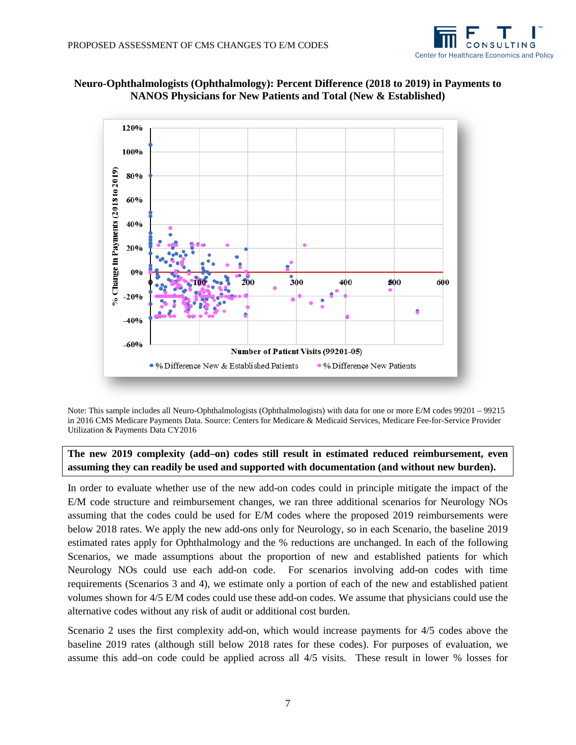**Neuro-Ophthalmologists (Ophthalmology): Percent Difference (2018 to 2019) in Payments to NANOS Physicians for New Patients and Total (New & Established)**

Note: This sample includes all Neuro-Ophthalmologists (Ophthalmologists) with data for one or more E/M codes 99201 – 99215 in 2016 CMS Medicare Payments Data. Source: Centers for Medicare & Medicaid Services, Medicare Fee-for-Service Provider Utilization & Payments Data CY2016

**The new 2019 complexity (add–on) codes still result in estimated reduced reimbursement, even assuming they can readily be used and supported with documentation (and without new burden).**

In order to evaluate whether use of the new add-on codes could in principle mitigate the impact of the E/M code structure and reimbursement changes, we ran three additional scenarios for Neurology NOs assuming that the codes could be used for E/M codes where the proposed 2019 reimbursements were below 2018 rates. We apply the new add-ons only for Neurology, so in each Scenario, the baseline 2019 estimated rates apply for Ophthalmology and the % reductions are unchanged. In each of the following Scenarios, we made assumptions about the proportion of new and established patients for which Neurology NOs could use each add-on code. For scenarios involving add-on codes with time requirements (Scenarios 3 and 4), we estimate only a portion of each of the new and established patient volumes shown for 4/5 E/M codes could use these add-on codes. We assume that physicians could use the alternative codes without any risk of audit or additional cost burden.

Scenario 2 uses the first complexity add-on, which would increase payments for 4/5 codes above the baseline 2019 rates (although still below 2018 rates for these codes). For purposes of evaluation, we assume this add–on code could be applied across all 4/5 visits. These result in lower % losses for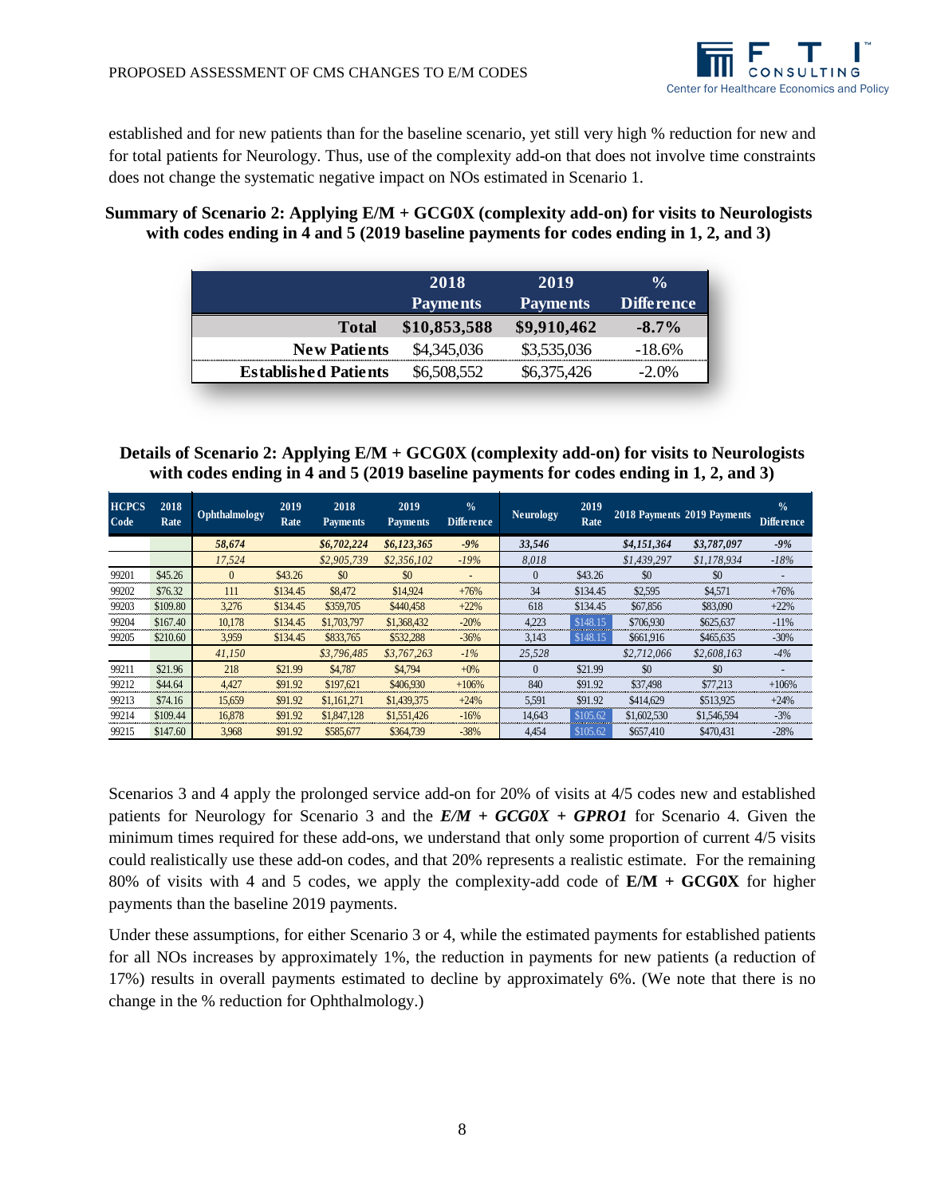established and for new patients than for the baseline scenario, yet still very high % reduction for new and for total patients for Neurology. Thus, use of the complexity add-on that does not involve time constraints does not change the systematic negative impact on NOs estimated in Scenario 1.

**Summary of Scenario 2: Applying E/M + GCG0X (complexity add-on) for visits to Neurologists with codes ending in 4 and 5 (2019 baseline payments for codes ending in 1, 2, and 3)**

| | 2018 Payments | 2019 Payments | % Difference |
|---|---|---|---|
| **Total** | **$10,853,588** | **$9,910,462** | **-8.7%** |
| **New Patients** | $4,345,036 | $3,535,036 | -18.6% |
| **Established Patients** | $6,508,552 | $6,375,426 | -2.0% |

**Details of Scenario 2: Applying E/M + GCG0X (complexity add-on) for visits to Neurologists with codes ending in 4 and 5 (2019 baseline payments for codes ending in 1, 2, and 3)**

| HCPCS Code | 2018 Rate | Ophthalmology | 2019 Rate | 2018 Payments | 2019 Payments | % Difference | Neurology | 2019 Rate | 2018 Payments | 2019 Payments | % Difference |
|---|---|---|---|---|---|---|---|---|---|---|---|
| | | *58,674* | | *$6,702,224* | *$6,123,365* | *-9%* | *33,546* | | *$4,151,364* | *$3,787,097* | *-9%* |
| | | *17,524* | | *$2,905,739* | *$2,356,102* | *-19%* | *8,018* | | *$1,439,297* | *$1,178,934* | *-18%* |
| 99201 | $45.26 | 0 | $43.26 | $0 | $0 | - | 0 | $43.26 | $0 | $0 | - |
| 99202 | $76.32 | 111 | $134.45 | $8,472 | $14,924 | +76% | 34 | $134.45 | $2,595 | $4,571 | +76% |
| 99203 | $109.80 | 3,276 | $134.45 | $359,705 | $440,458 | +22% | 618 | $134.45 | $67,856 | $83,090 | +22% |
| 99204 | $167.40 | 10,178 | $134.45 | $1,703,797 | $1,368,432 | -20% | 4,223 | $148.15 | $706,930 | $625,637 | -11% |
| 99205 | $210.60 | 3,959 | $134.45 | $833,765 | $532,288 | -36% | 3,143 | $148.15 | $661,916 | $465,635 | -30% |
| | | *41,150* | | *$3,796,485* | *$3,767,263* | *-1%* | *25,528* | | *$2,712,066* | *$2,608,163* | *-4%* |
| 99211 | $21.96 | 218 | $21.99 | $4,787 | $4,794 | +0% | 0 | $21.99 | $0 | $0 | - |
| 99212 | $44.64 | 4,427 | $91.92 | $197,621 | $406,930 | +106% | 840 | $91.92 | $37,498 | $77,213 | +106% |
| 99213 | $74.16 | 15,659 | $91.92 | $1,161,271 | $1,439,375 | +24% | 5,591 | $91.92 | $414,629 | $513,925 | +24% |
| 99214 | $109.44 | 16,878 | $91.92 | $1,847,128 | $1,551,426 | -16% | 14,643 | $105.62 | $1,602,530 | $1,546,594 | -3% |
| 99215 | $147.60 | 3,968 | $91.92 | $585,677 | $364,739 | -38% | 4,454 | $105.62 | $657,410 | $470,431 | -28% |

Scenarios 3 and 4 apply the prolonged service add-on for 20% of visits at 4/5 codes new and established patients for Neurology for Scenario 3 and the ***E/M + GCG0X + GPRO1*** for Scenario 4. Given the minimum times required for these add-ons, we understand that only some proportion of current 4/5 visits could realistically use these add-on codes, and that 20% represents a realistic estimate. For the remaining 80% of visits with 4 and 5 codes, we apply the complexity-add code of **E/M + GCG0X** for higher payments than the baseline 2019 payments.

Under these assumptions, for either Scenario 3 or 4, while the estimated payments for established patients for all NOs increases by approximately 1%, the reduction in payments for new patients (a reduction of 17%) results in overall payments estimated to decline by approximately 6%. (We note that there is no change in the % reduction for Ophthalmology.)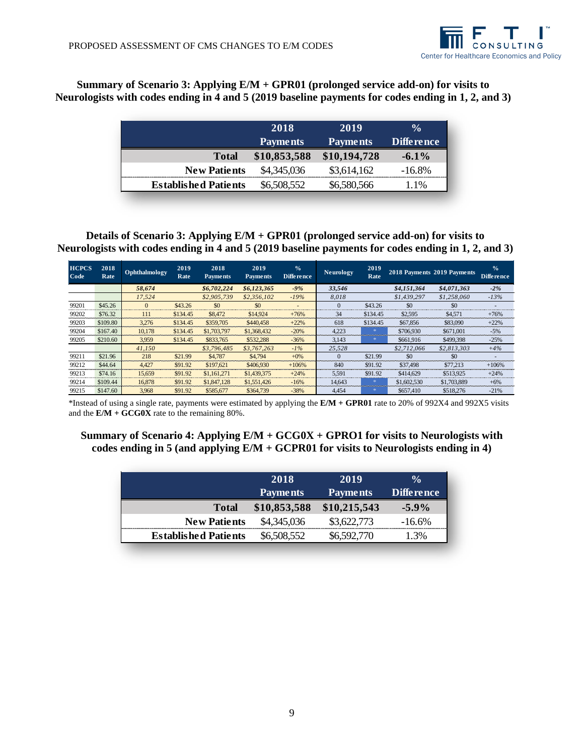**Summary of Scenario 3: Applying E/M + GPR01 (prolonged service add-on) for visits to Neurologists with codes ending in 4 and 5 (2019 baseline payments for codes ending in 1, 2, and 3)**

| | 2018 Payments | 2019 Payments | % Difference |
|---|---|---|---|
| **Total** | **$10,853,588** | **$10,194,728** | **-6.1%** |
| **New Patients** | $4,345,036 | $3,614,162 | -16.8% |
| **Established Patients** | $6,508,552 | $6,580,566 | 1.1% |

**Details of Scenario 3: Applying E/M + GPR01 (prolonged service add-on) for visits to Neurologists with codes ending in 4 and 5 (2019 baseline payments for codes ending in 1, 2, and 3)**

| HCPCS Code | 2018 Rate | Ophthalmology | 2019 Rate | 2018 Payments | 2019 Payments | % Difference | Neurology | 2019 Rate | 2018 Payments | 2019 Payments | % Difference |
|---|---|---|---|---|---|---|---|---|---|---|---|
| | | *58,674* | | *$6,702,224* | *$6,123,365* | *-9%* | *33,546* | | *$4,151,364* | *$4,071,363* | *-2%* |
| | | *17,524* | | *$2,905,739* | *$2,356,102* | *-19%* | *8,018* | | *$1,439,297* | *$1,258,060* | *-13%* |
| 99201 | $45.26 | 0 | $43.26 | $0 | $0 | - | 0 | $43.26 | $0 | $0 | - |
| 99202 | $76.32 | 111 | $134.45 | $8,472 | $14,924 | +76% | 34 | $134.45 | $2,595 | $4,571 | +76% |
| 99203 | $109.80 | 3,276 | $134.45 | $359,705 | $440,458 | +22% | 618 | $134.45 | $67,856 | $83,090 | +22% |
| 99204 | $167.40 | 10,178 | $134.45 | $1,703,797 | $1,368,432 | -20% | 4,223 | * | $706,930 | $671,001 | -5% |
| 99205 | $210.60 | 3,959 | $134.45 | $833,765 | $532,288 | -36% | 3,143 | * | $661,916 | $499,398 | -25% |
| | | *41,150* | | *$3,796,485* | *$3,767,263* | *-1%* | *25,528* | | *$2,712,066* | *$2,813,303* | *+4%* |
| 99211 | $21.96 | 218 | $21.99 | $4,787 | $4,794 | +0% | 0 | $21.99 | $0 | $0 | - |
| 99212 | $44.64 | 4,427 | $91.92 | $197,621 | $406,930 | +106% | 840 | $91.92 | $37,498 | $77,213 | +106% |
| 99213 | $74.16 | 15,659 | $91.92 | $1,161,271 | $1,439,375 | +24% | 5,591 | $91.92 | $414,629 | $513,925 | +24% |
| 99214 | $109.44 | 16,878 | $91.92 | $1,847,128 | $1,551,426 | -16% | 14,643 | * | $1,602,530 | $1,703,889 | +6% |
| 99215 | $147.60 | 3,968 | $91.92 | $585,677 | $364,739 | -38% | 4,454 | * | $657,410 | $518,276 | -21% |

*Instead of using a single rate, payments were estimated by applying the **E/M + GPR01** rate to 20% of 992X4 and 992X5 visits and the **E/M + GCG0X** rate to the remaining 80%.

**Summary of Scenario 4: Applying E/M + GCG0X + GPRO1 for visits to Neurologists with codes ending in 5 (and applying E/M + GCPR01 for visits to Neurologists ending in 4)**

| | 2018 Payments | 2019 Payments | % Difference |
|---|---|---|---|
| **Total** | **$10,853,588** | **$10,215,543** | **-5.9%** |
| **New Patients** | $4,345,036 | $3,622,773 | -16.6% |
| **Established Patients** | $6,508,552 | $6,592,770 | 1.3% |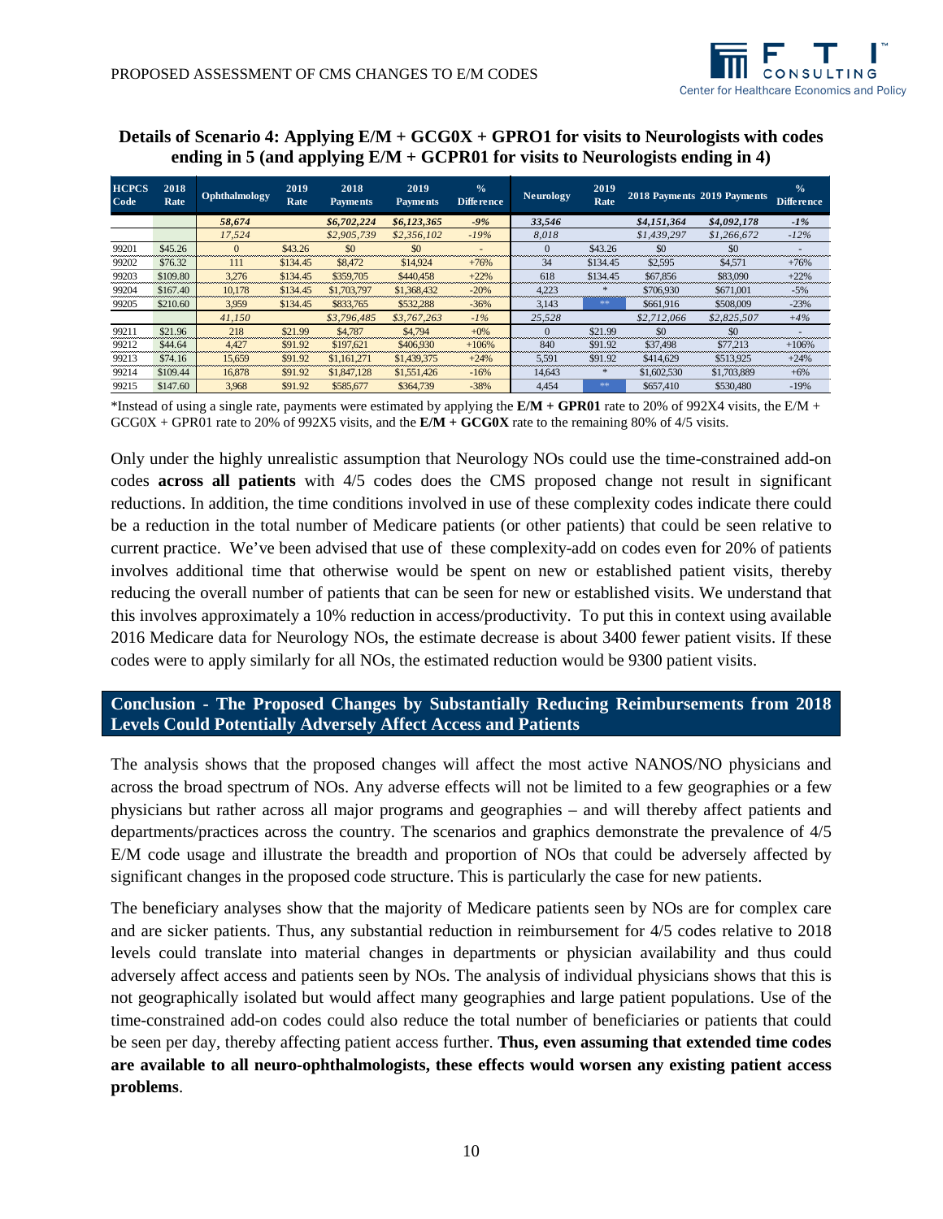**Details of Scenario 4: Applying E/M + GCG0X + GPRO1 for visits to Neurologists with codes ending in 5 (and applying E/M + GCPR01 for visits to Neurologists ending in 4)**

| HCPCS Code | 2018 Rate | Ophthalmology | 2019 Rate | 2018 Payments | 2019 Payments | % Difference | Neurology | 2019 Rate | 2018 Payments | 2019 Payments | % Difference |
|---|---|---|---|---|---|---|---|---|---|---|---|
| | | ***58,674*** | | ***$6,702,224*** | ***$6,123,365*** | ***-9%*** | ***33,546*** | | ***$4,151,364*** | ***$4,092,178*** | ***-1%*** |
| | | *17,524* | | *$2,905,739* | *$2,356,102* | *-19%* | *8,018* | | *$1,439,297* | *$1,266,672* | *-12%* |
| 99201 | $45.26 | 0 | $43.26 | $0 | $0 | - | 0 | $43.26 | $0 | $0 | - |
| 99202 | $76.32 | 111 | $134.45 | $8,472 | $14,924 | +76% | 34 | $134.45 | $2,595 | $4,571 | +76% |
| 99203 | $109.80 | 3,276 | $134.45 | $359,705 | $440,458 | +22% | 618 | $134.45 | $67,856 | $83,090 | +22% |
| 99204 | $167.40 | 10,178 | $134.45 | $1,703,797 | $1,368,432 | -20% | 4,223 | * | $706,930 | $671,001 | -5% |
| 99205 | $210.60 | 3,959 | $134.45 | $833,765 | $532,288 | -36% | 3,143 | ** | $661,916 | $508,009 | -23% |
| | | *41,150* | | *$3,796,485* | *$3,767,263* | *-1%* | *25,528* | | *$2,712,066* | *$2,825,507* | *+4%* |
| 99211 | $21.96 | 218 | $21.99 | $4,787 | $4,794 | +0% | 0 | $21.99 | $0 | $0 | - |
| 99212 | $44.64 | 4,427 | $91.92 | $197,621 | $406,930 | +106% | 840 | $91.92 | $37,498 | $77,213 | +106% |
| 99213 | $74.16 | 15,659 | $91.92 | $1,161,271 | $1,439,375 | +24% | 5,591 | $91.92 | $414,629 | $513,925 | +24% |
| 99214 | $109.44 | 16,878 | $91.92 | $1,847,128 | $1,551,426 | -16% | 14,643 | * | $1,602,530 | $1,703,889 | +6% |
| 99215 | $147.60 | 3,968 | $91.92 | $585,677 | $364,739 | -38% | 4,454 | ** | $657,410 | $530,480 | -19% |

*Instead of using a single rate, payments were estimated by applying the **E/M + GPR01** rate to 20% of 992X4 visits, the E/M + GCG0X + GPR01 rate to 20% of 992X5 visits, and the **E/M + GCG0X** rate to the remaining 80% of 4/5 visits.

Only under the highly unrealistic assumption that Neurology NOs could use the time-constrained add-on codes **across all patients** with 4/5 codes does the CMS proposed change not result in significant reductions. In addition, the time conditions involved in use of these complexity codes indicate there could be a reduction in the total number of Medicare patients (or other patients) that could be seen relative to current practice. We've been advised that use of these complexity-add on codes even for 20% of patients involves additional time that otherwise would be spent on new or established patient visits, thereby reducing the overall number of patients that can be seen for new or established visits. We understand that this involves approximately a 10% reduction in access/productivity. To put this in context using available 2016 Medicare data for Neurology NOs, the estimate decrease is about 3400 fewer patient visits. If these codes were to apply similarly for all NOs, the estimated reduction would be 9300 patient visits.

## Conclusion - The Proposed Changes by Substantially Reducing Reimbursements from 2018 Levels Could Potentially Adversely Affect Access and Patients

The analysis shows that the proposed changes will affect the most active NANOS/NO physicians and across the broad spectrum of NOs. Any adverse effects will not be limited to a few geographies or a few physicians but rather across all major programs and geographies – and will thereby affect patients and departments/practices across the country. The scenarios and graphics demonstrate the prevalence of 4/5 E/M code usage and illustrate the breadth and proportion of NOs that could be adversely affected by significant changes in the proposed code structure. This is particularly the case for new patients.

The beneficiary analyses show that the majority of Medicare patients seen by NOs are for complex care and are sicker patients. Thus, any substantial reduction in reimbursement for 4/5 codes relative to 2018 levels could translate into material changes in departments or physician availability and thus could adversely affect access and patients seen by NOs. The analysis of individual physicians shows that this is not geographically isolated but would affect many geographies and large patient populations. Use of the time-constrained add-on codes could also reduce the total number of beneficiaries or patients that could be seen per day, thereby affecting patient access further. **Thus, even assuming that extended time codes are available to all neuro-ophthalmologists, these effects would worsen any existing patient access problems**.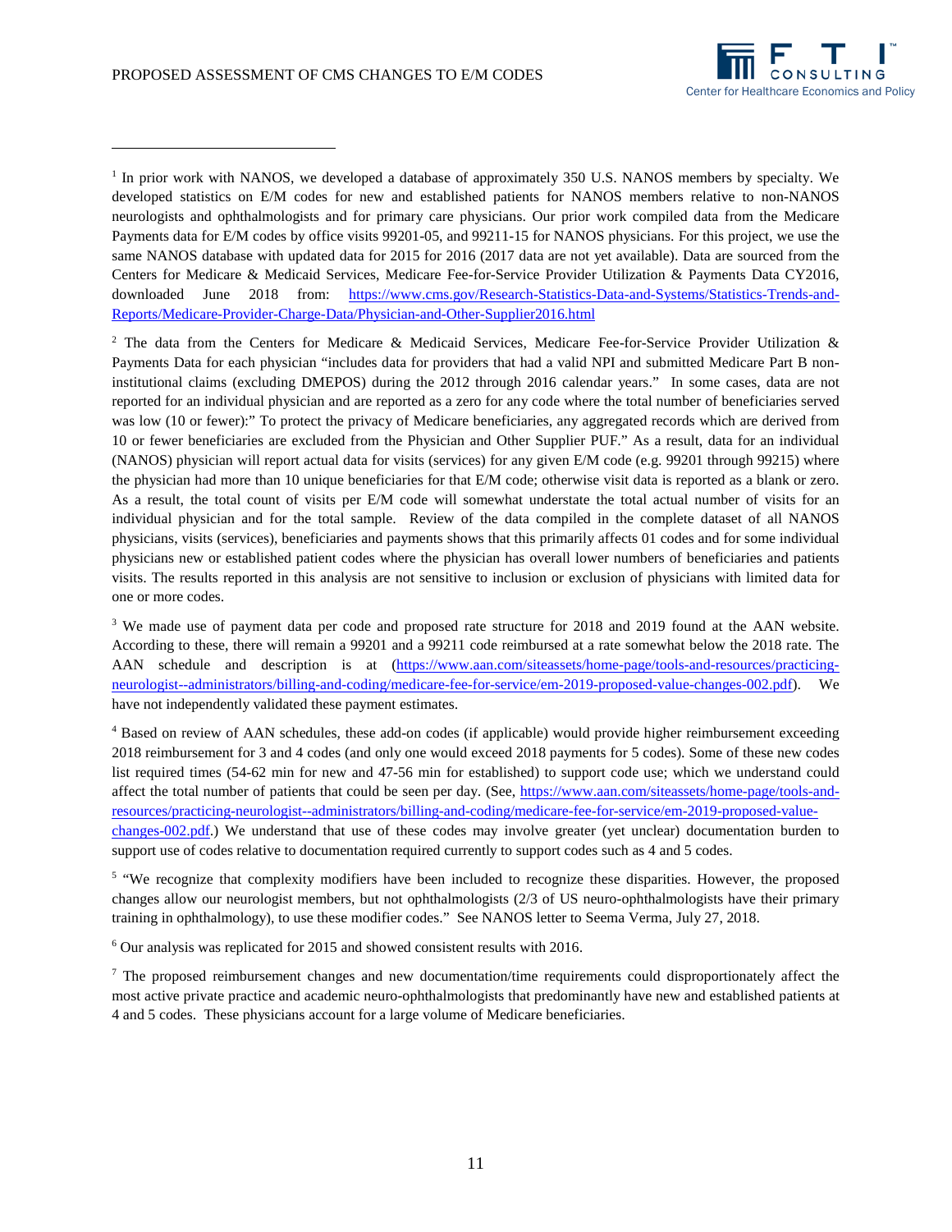[1] In prior work with NANOS, we developed a database of approximately 350 U.S. NANOS members by specialty. We developed statistics on E/M codes for new and established patients for NANOS members relative to non-NANOS neurologists and ophthalmologists and for primary care physicians. Our prior work compiled data from the Medicare Payments data for E/M codes by office visits 99201-05, and 99211-15 for NANOS physicians. For this project, we use the same NANOS database with updated data for 2015 for 2016 (2017 data are not yet available). Data are sourced from the Centers for Medicare & Medicaid Services, Medicare Fee-for-Service Provider Utilization & Payments Data CY2016, downloaded June 2018 from: [https://www.cms.gov/Research-Statistics-Data-and-Systems/Statistics-Trends-and-Reports/Medicare-Provider-Charge-Data/Physician-and-Other-Supplier2016.html](https://www.cms.gov/Research-Statistics-Data-and-Systems/Statistics-Trends-and-Reports/Medicare-Provider-Charge-Data/Physician-and-Other-Supplier2016.html)

[2] The data from the Centers for Medicare & Medicaid Services, Medicare Fee-for-Service Provider Utilization & Payments Data for each physician "includes data for providers that had a valid NPI and submitted Medicare Part B non-institutional claims (excluding DMEPOS) during the 2012 through 2016 calendar years." In some cases, data are not reported for an individual physician and are reported as a zero for any code where the total number of beneficiaries served was low (10 or fewer):" To protect the privacy of Medicare beneficiaries, any aggregated records which are derived from 10 or fewer beneficiaries are excluded from the Physician and Other Supplier PUF." As a result, data for an individual (NANOS) physician will report actual data for visits (services) for any given E/M code (e.g. 99201 through 99215) where the physician had more than 10 unique beneficiaries for that E/M code; otherwise visit data is reported as a blank or zero. As a result, the total count of visits per E/M code will somewhat understate the total actual number of visits for an individual physician and for the total sample. Review of the data compiled in the complete dataset of all NANOS physicians, visits (services), beneficiaries and payments shows that this primarily affects 01 codes and for some individual physicians new or established patient codes where the physician has overall lower numbers of beneficiaries and patients visits. The results reported in this analysis are not sensitive to inclusion or exclusion of physicians with limited data for one or more codes.

[3] We made use of payment data per code and proposed rate structure for 2018 and 2019 found at the AAN website. According to these, there will remain a 99201 and a 99211 code reimbursed at a rate somewhat below the 2018 rate. The AAN schedule and description is at ([https://www.aan.com/siteassets/home-page/tools-and-resources/practicing-neurologist--administrators/billing-and-coding/medicare-fee-for-service/em-2019-proposed-value-changes-002.pdf](https://www.aan.com/siteassets/home-page/tools-and-resources/practicing-neurologist--administrators/billing-and-coding/medicare-fee-for-service/em-2019-proposed-value-changes-002.pdf)). We have not independently validated these payment estimates.

[4] Based on review of AAN schedules, these add-on codes (if applicable) would provide higher reimbursement exceeding 2018 reimbursement for 3 and 4 codes (and only one would exceed 2018 payments for 5 codes). Some of these new codes list required times (54-62 min for new and 47-56 min for established) to support code use; which we understand could affect the total number of patients that could be seen per day. (See, [https://www.aan.com/siteassets/home-page/tools-and-resources/practicing-neurologist--administrators/billing-and-coding/medicare-fee-for-service/em-2019-proposed-value-changes-002.pdf](https://www.aan.com/siteassets/home-page/tools-and-resources/practicing-neurologist--administrators/billing-and-coding/medicare-fee-for-service/em-2019-proposed-value-changes-002.pdf).) We understand that use of these codes may involve greater (yet unclear) documentation burden to support use of codes relative to documentation required currently to support codes such as 4 and 5 codes.

[5] "We recognize that complexity modifiers have been included to recognize these disparities. However, the proposed changes allow our neurologist members, but not ophthalmologists (2/3 of US neuro-ophthalmologists have their primary training in ophthalmology), to use these modifier codes." See NANOS letter to Seema Verma, July 27, 2018.

[6] Our analysis was replicated for 2015 and showed consistent results with 2016.

[7] The proposed reimbursement changes and new documentation/time requirements could disproportionately affect the most active private practice and academic neuro-ophthalmologists that predominantly have new and established patients at 4 and 5 codes. These physicians account for a large volume of Medicare beneficiaries.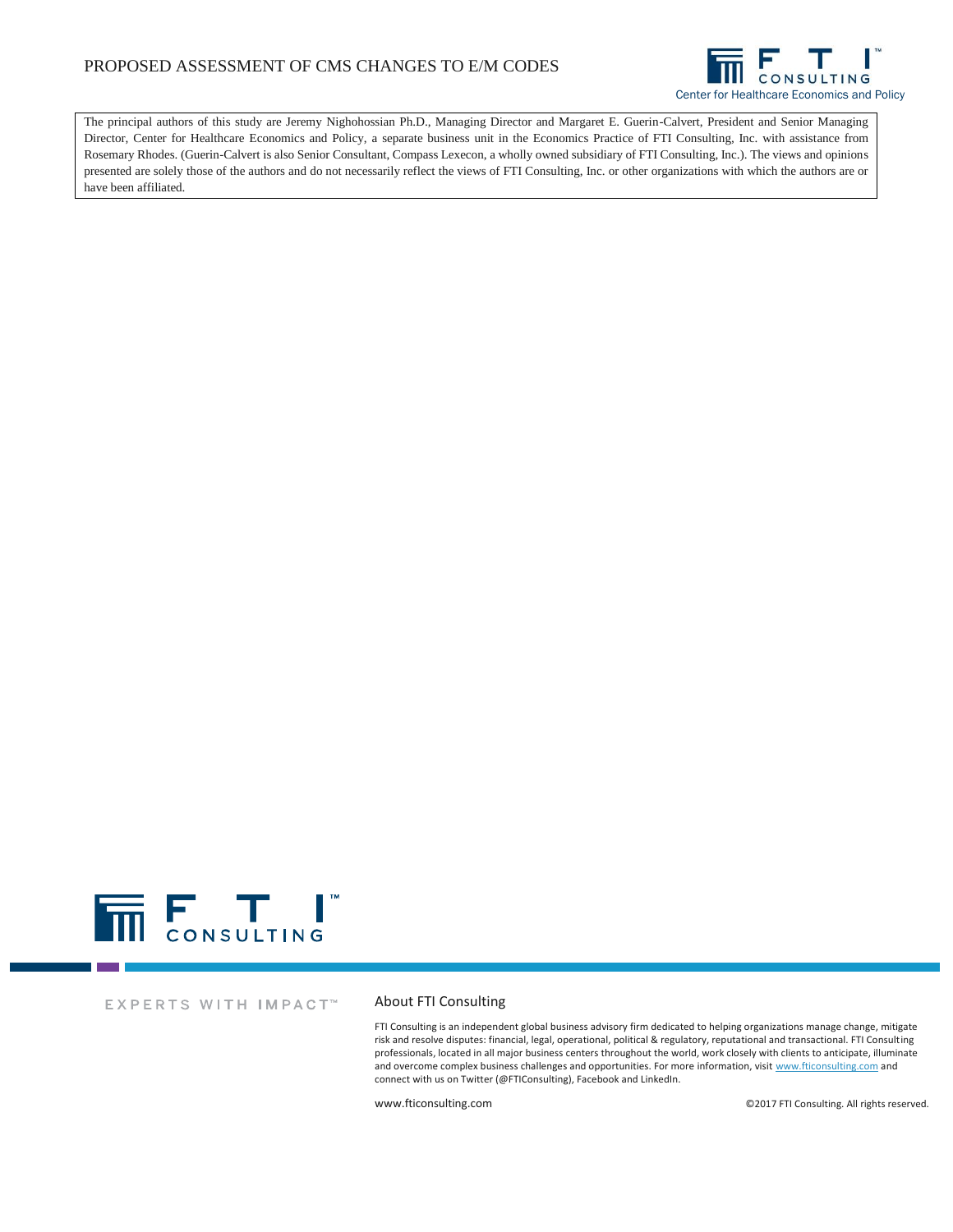The principal authors of this study are Jeremy Nighohossian Ph.D., Managing Director and Margaret E. Guerin-Calvert, President and Senior Managing Director, Center for Healthcare Economics and Policy, a separate business unit in the Economics Practice of FTI Consulting, Inc. with assistance from Rosemary Rhodes. (Guerin-Calvert is also Senior Consultant, Compass Lexecon, a wholly owned subsidiary of FTI Consulting, Inc.). The views and opinions presented are solely those of the authors and do not necessarily reflect the views of FTI Consulting, Inc. or other organizations with which the authors are or have been affiliated.

EXPERTS WITH IMPACT™

## About FTI Consulting

FTI Consulting is an independent global business advisory firm dedicated to helping organizations manage change, mitigate risk and resolve disputes: financial, legal, operational, political & regulatory, reputational and transactional. FTI Consulting professionals, located in all major business centers throughout the world, work closely with clients to anticipate, illuminate and overcome complex business challenges and opportunities. For more information, visit www.fticonsulting.com and connect with us on Twitter (@FTIConsulting), Facebook and LinkedIn.

www.fticonsulting.com

©2017 FTI Consulting. All rights reserved.